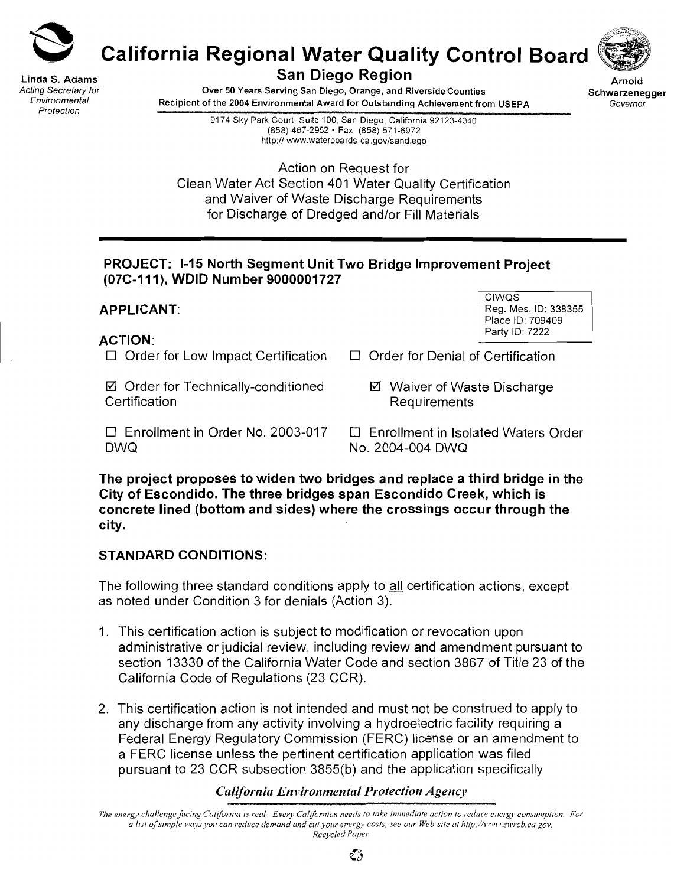# California Regional Water Quality Control Board

## San Diego Region

Linda S. Adams
*Acting Secretary for Environmental Protection*

Over 50 Years Serving San Diego, Orange, and Riverside Counties
Recipient of the 2004 Environmental Award for Outstanding Achievement from USEPA

Arnold Schwarzenegger
*Governor*

9174 Sky Park Court, Suite 100, San Diego, California 92123-4340
(858) 467-2952 • Fax (858) 571-6972
http:// www.waterboards.ca.gov/sandiego

Action on Request for
Clean Water Act Section 401 Water Quality Certification
and Waiver of Waste Discharge Requirements
for Discharge of Dredged and/or Fill Materials

---

**PROJECT: I-15 North Segment Unit Two Bridge Improvement Project (07C-111), WDID Number 9000001727**

CIWQS
Reg. Mes. ID: 338355
Place ID: 709409
Party ID: 7222

**APPLICANT:**

**ACTION:**

☐ Order for Low Impact Certification

☐ Order for Denial of Certification

☑ Order for Technically-conditioned Certification

☑ Waiver of Waste Discharge Requirements

☐ Enrollment in Order No. 2003-017 DWQ

☐ Enrollment in Isolated Waters Order No. 2004-004 DWQ

**The project proposes to widen two bridges and replace a third bridge in the City of Escondido. The three bridges span Escondido Creek, which is concrete lined (bottom and sides) where the crossings occur through the city.**

**STANDARD CONDITIONS:**

The following three standard conditions apply to all certification actions, except as noted under Condition 3 for denials (Action 3).

1. This certification action is subject to modification or revocation upon administrative or judicial review, including review and amendment pursuant to section 13330 of the California Water Code and section 3867 of Title 23 of the California Code of Regulations (23 CCR).

2. This certification action is not intended and must not be construed to apply to any discharge from any activity involving a hydroelectric facility requiring a Federal Energy Regulatory Commission (FERC) license or an amendment to a FERC license unless the pertinent certification application was filed pursuant to 23 CCR subsection 3855(b) and the application specifically

*California Environmental Protection Agency*

*The energy challenge facing California is real. Every Californian needs to take immediate action to reduce energy consumption. For a list of simple ways you can reduce demand and cut your energy costs, see our Web-site at http://www.swrcb.ca.gov.*
*Recycled Paper*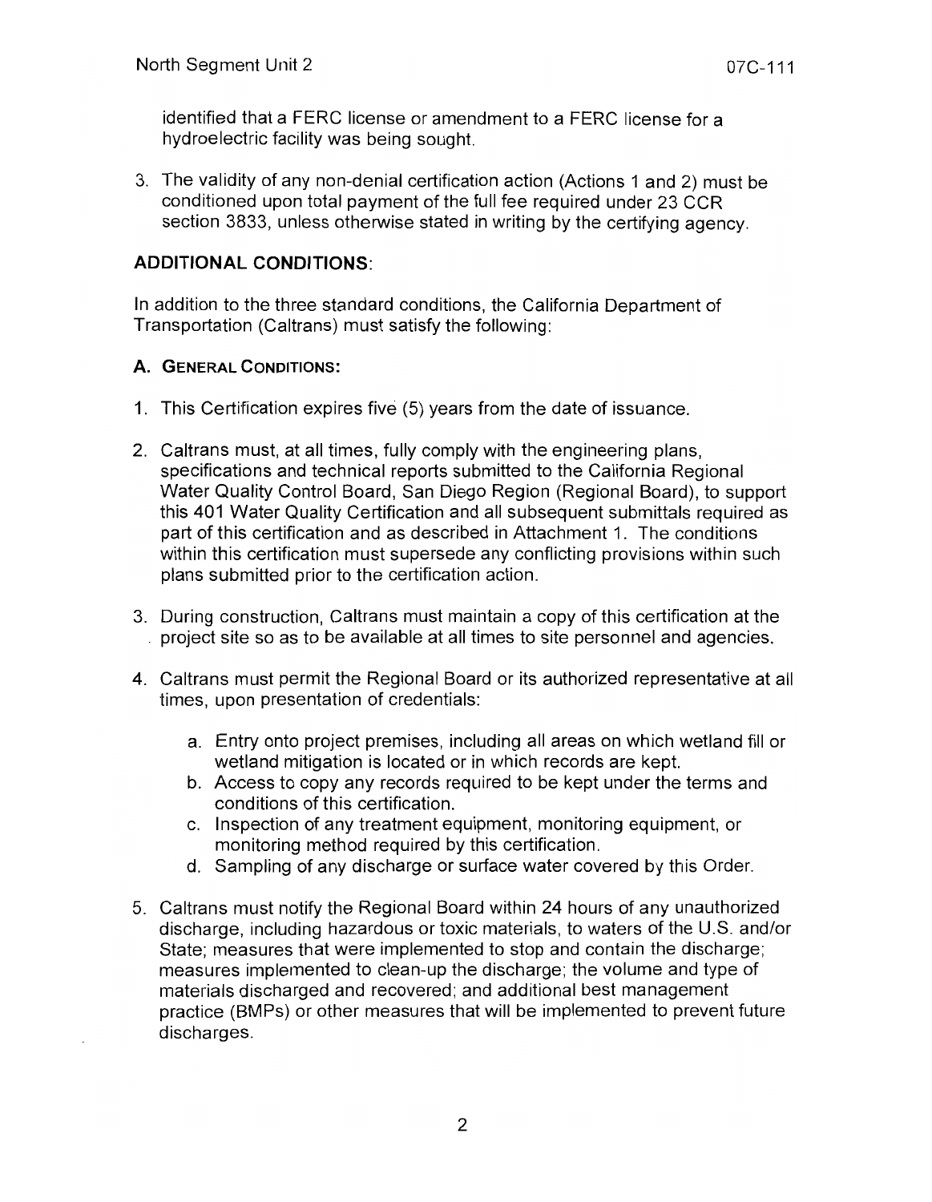identified that a FERC license or amendment to a FERC license for a hydroelectric facility was being sought.

3. The validity of any non-denial certification action (Actions 1 and 2) must be conditioned upon total payment of the full fee required under 23 CCR section 3833, unless otherwise stated in writing by the certifying agency.

## ADDITIONAL CONDITIONS:

In addition to the three standard conditions, the California Department of Transportation (Caltrans) must satisfy the following:

### A. GENERAL CONDITIONS:

1. This Certification expires five (5) years from the date of issuance.

2. Caltrans must, at all times, fully comply with the engineering plans, specifications and technical reports submitted to the California Regional Water Quality Control Board, San Diego Region (Regional Board), to support this 401 Water Quality Certification and all subsequent submittals required as part of this certification and as described in Attachment 1. The conditions within this certification must supersede any conflicting provisions within such plans submitted prior to the certification action.

3. During construction, Caltrans must maintain a copy of this certification at the project site so as to be available at all times to site personnel and agencies.

4. Caltrans must permit the Regional Board or its authorized representative at all times, upon presentation of credentials:

   a. Entry onto project premises, including all areas on which wetland fill or wetland mitigation is located or in which records are kept.
   b. Access to copy any records required to be kept under the terms and conditions of this certification.
   c. Inspection of any treatment equipment, monitoring equipment, or monitoring method required by this certification.
   d. Sampling of any discharge or surface water covered by this Order.

5. Caltrans must notify the Regional Board within 24 hours of any unauthorized discharge, including hazardous or toxic materials, to waters of the U.S. and/or State; measures that were implemented to stop and contain the discharge; measures implemented to clean-up the discharge; the volume and type of materials discharged and recovered; and additional best management practice (BMPs) or other measures that will be implemented to prevent future discharges.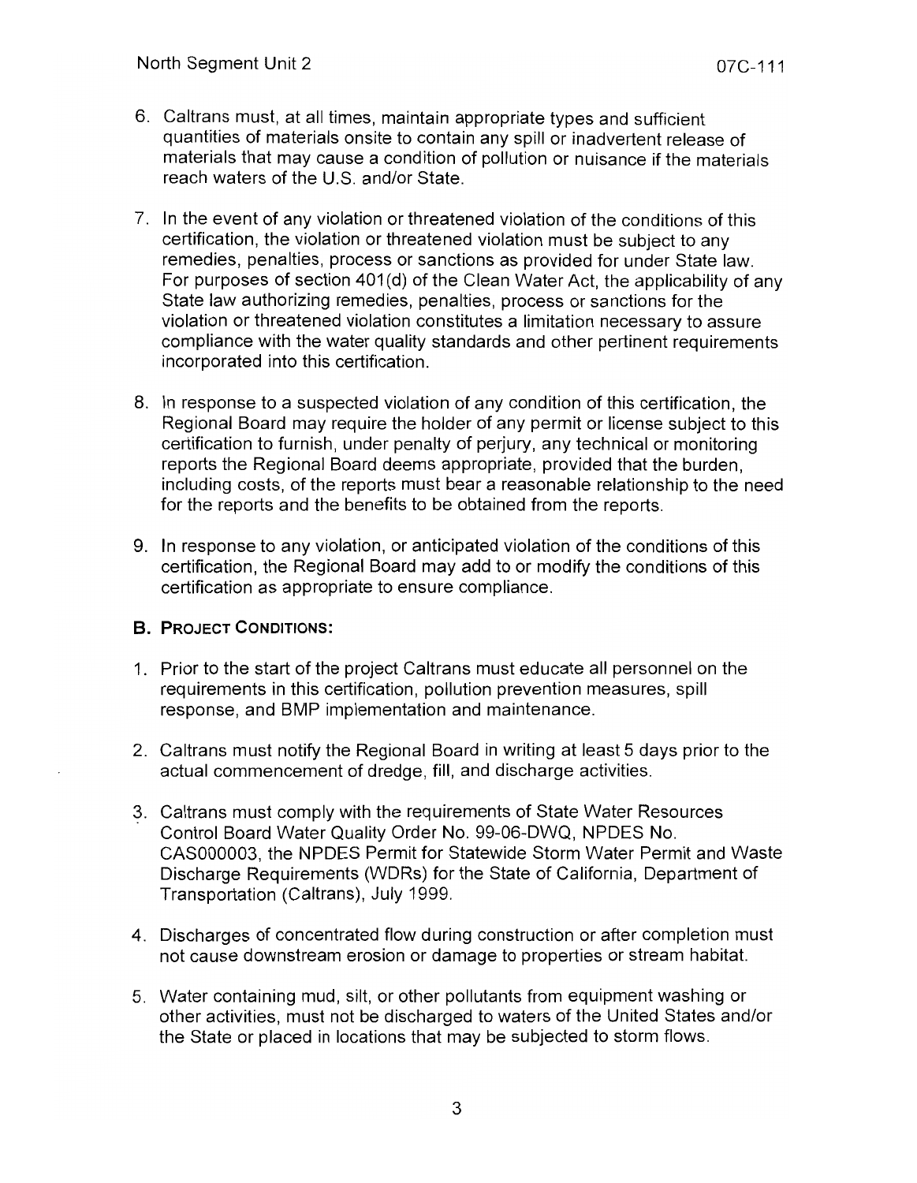6. Caltrans must, at all times, maintain appropriate types and sufficient quantities of materials onsite to contain any spill or inadvertent release of materials that may cause a condition of pollution or nuisance if the materials reach waters of the U.S. and/or State.

7. In the event of any violation or threatened violation of the conditions of this certification, the violation or threatened violation must be subject to any remedies, penalties, process or sanctions as provided for under State law. For purposes of section 401(d) of the Clean Water Act, the applicability of any State law authorizing remedies, penalties, process or sanctions for the violation or threatened violation constitutes a limitation necessary to assure compliance with the water quality standards and other pertinent requirements incorporated into this certification.

8. In response to a suspected violation of any condition of this certification, the Regional Board may require the holder of any permit or license subject to this certification to furnish, under penalty of perjury, any technical or monitoring reports the Regional Board deems appropriate, provided that the burden, including costs, of the reports must bear a reasonable relationship to the need for the reports and the benefits to be obtained from the reports.

9. In response to any violation, or anticipated violation of the conditions of this certification, the Regional Board may add to or modify the conditions of this certification as appropriate to ensure compliance.

### B. Project Conditions:

1. Prior to the start of the project Caltrans must educate all personnel on the requirements in this certification, pollution prevention measures, spill response, and BMP implementation and maintenance.

2. Caltrans must notify the Regional Board in writing at least 5 days prior to the actual commencement of dredge, fill, and discharge activities.

3. Caltrans must comply with the requirements of State Water Resources Control Board Water Quality Order No. 99-06-DWQ, NPDES No. CAS000003, the NPDES Permit for Statewide Storm Water Permit and Waste Discharge Requirements (WDRs) for the State of California, Department of Transportation (Caltrans), July 1999.

4. Discharges of concentrated flow during construction or after completion must not cause downstream erosion or damage to properties or stream habitat.

5. Water containing mud, silt, or other pollutants from equipment washing or other activities, must not be discharged to waters of the United States and/or the State or placed in locations that may be subjected to storm flows.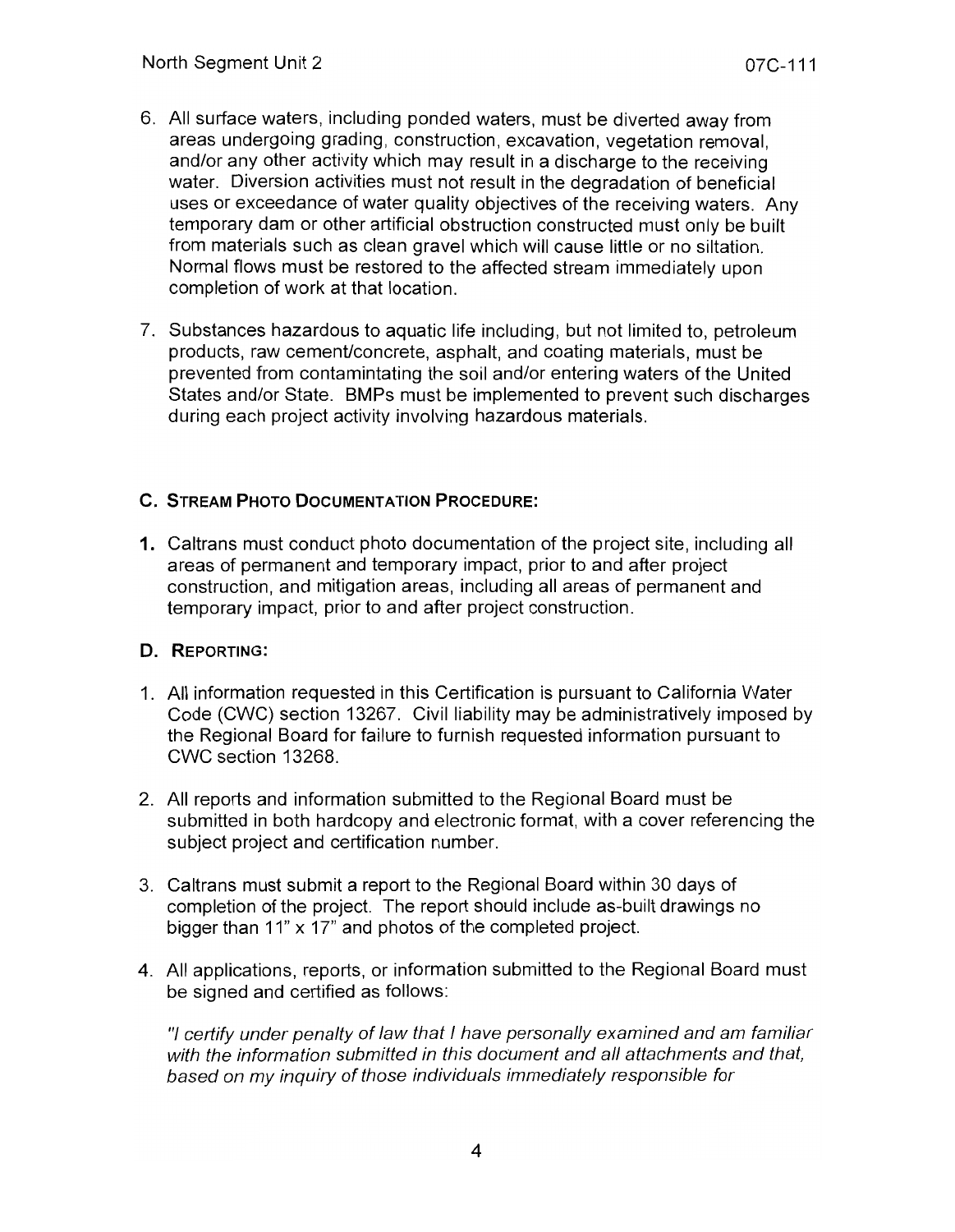6. All surface waters, including ponded waters, must be diverted away from areas undergoing grading, construction, excavation, vegetation removal, and/or any other activity which may result in a discharge to the receiving water. Diversion activities must not result in the degradation of beneficial uses or exceedance of water quality objectives of the receiving waters. Any temporary dam or other artificial obstruction constructed must only be built from materials such as clean gravel which will cause little or no siltation. Normal flows must be restored to the affected stream immediately upon completion of work at that location.

7. Substances hazardous to aquatic life including, but not limited to, petroleum products, raw cement/concrete, asphalt, and coating materials, must be prevented from contamintating the soil and/or entering waters of the United States and/or State. BMPs must be implemented to prevent such discharges during each project activity involving hazardous materials.

### C. Stream Photo Documentation Procedure:

1. Caltrans must conduct photo documentation of the project site, including all areas of permanent and temporary impact, prior to and after project construction, and mitigation areas, including all areas of permanent and temporary impact, prior to and after project construction.

### D. Reporting:

1. All information requested in this Certification is pursuant to California Water Code (CWC) section 13267. Civil liability may be administratively imposed by the Regional Board for failure to furnish requested information pursuant to CWC section 13268.

2. All reports and information submitted to the Regional Board must be submitted in both hardcopy and electronic format, with a cover referencing the subject project and certification number.

3. Caltrans must submit a report to the Regional Board within 30 days of completion of the project. The report should include as-built drawings no bigger than 11" x 17" and photos of the completed project.

4. All applications, reports, or information submitted to the Regional Board must be signed and certified as follows:

   *"I certify under penalty of law that I have personally examined and am familiar with the information submitted in this document and all attachments and that, based on my inquiry of those individuals immediately responsible for*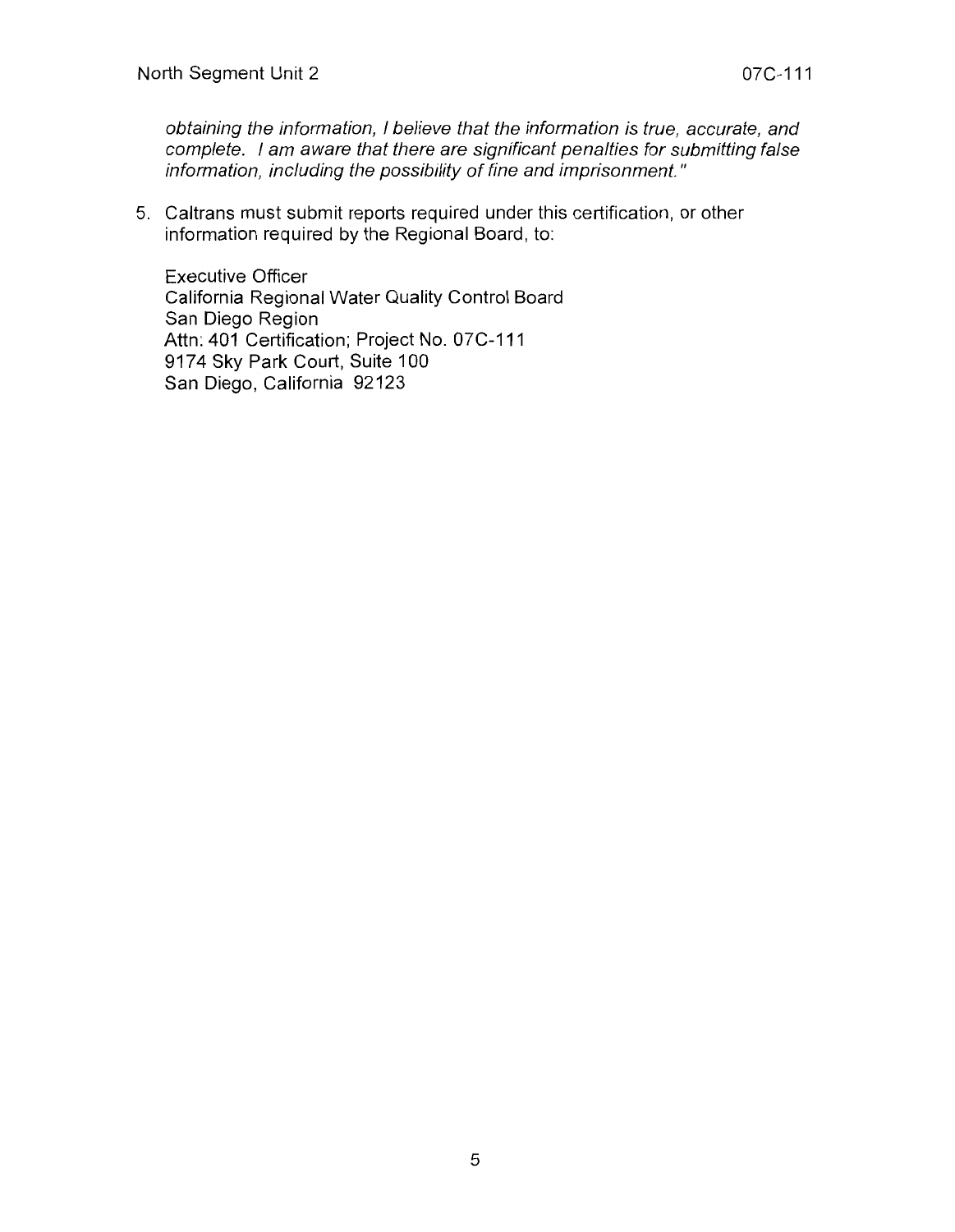*obtaining the information, I believe that the information is true, accurate, and complete. I am aware that there are significant penalties for submitting false information, including the possibility of fine and imprisonment."*

5. Caltrans must submit reports required under this certification, or other information required by the Regional Board, to:

   Executive Officer
   California Regional Water Quality Control Board
   San Diego Region
   Attn: 401 Certification; Project No. 07C-111
   9174 Sky Park Court, Suite 100
   San Diego, California 92123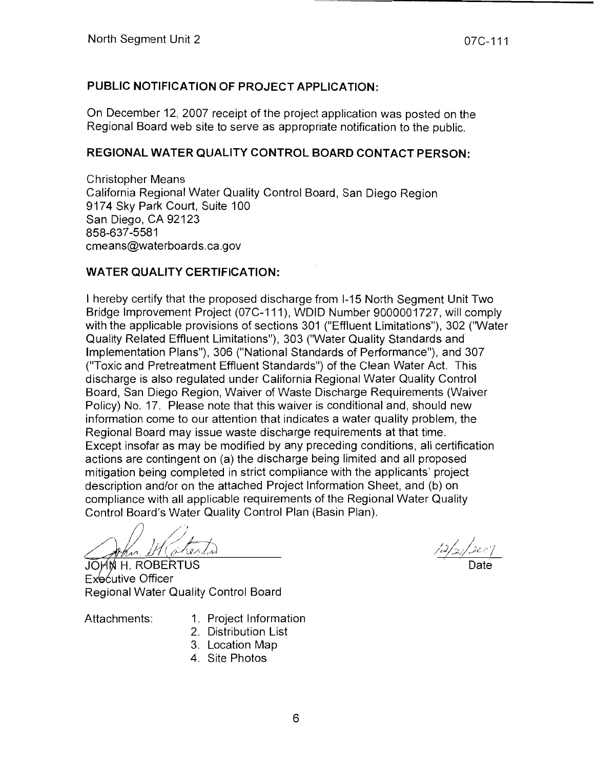## PUBLIC NOTIFICATION OF PROJECT APPLICATION:

On December 12, 2007 receipt of the project application was posted on the Regional Board web site to serve as appropriate notification to the public.

## REGIONAL WATER QUALITY CONTROL BOARD CONTACT PERSON:

Christopher Means
California Regional Water Quality Control Board, San Diego Region
9174 Sky Park Court, Suite 100
San Diego, CA 92123
858-637-5581
cmeans@waterboards.ca.gov

## WATER QUALITY CERTIFICATION:

I hereby certify that the proposed discharge from I-15 North Segment Unit Two Bridge Improvement Project (07C-111), WDID Number 9000001727, will comply with the applicable provisions of sections 301 ("Effluent Limitations"), 302 ("Water Quality Related Effluent Limitations"), 303 ("Water Quality Standards and Implementation Plans"), 306 ("National Standards of Performance"), and 307 ("Toxic and Pretreatment Effluent Standards") of the Clean Water Act. This discharge is also regulated under California Regional Water Quality Control Board, San Diego Region, Waiver of Waste Discharge Requirements (Waiver Policy) No. 17. Please note that this waiver is conditional and, should new information come to our attention that indicates a water quality problem, the Regional Board may issue waste discharge requirements at that time. Except insofar as may be modified by any preceding conditions, all certification actions are contingent on (a) the discharge being limited and all proposed mitigation being completed in strict compliance with the applicants' project description and/or on the attached Project Information Sheet, and (b) on compliance with all applicable requirements of the Regional Water Quality Control Board's Water Quality Control Plan (Basin Plan).

JOHN H. ROBERTUS
Executive Officer
Regional Water Quality Control Board

12/21/2007
Date

Attachments:
1. Project Information
2. Distribution List
3. Location Map
4. Site Photos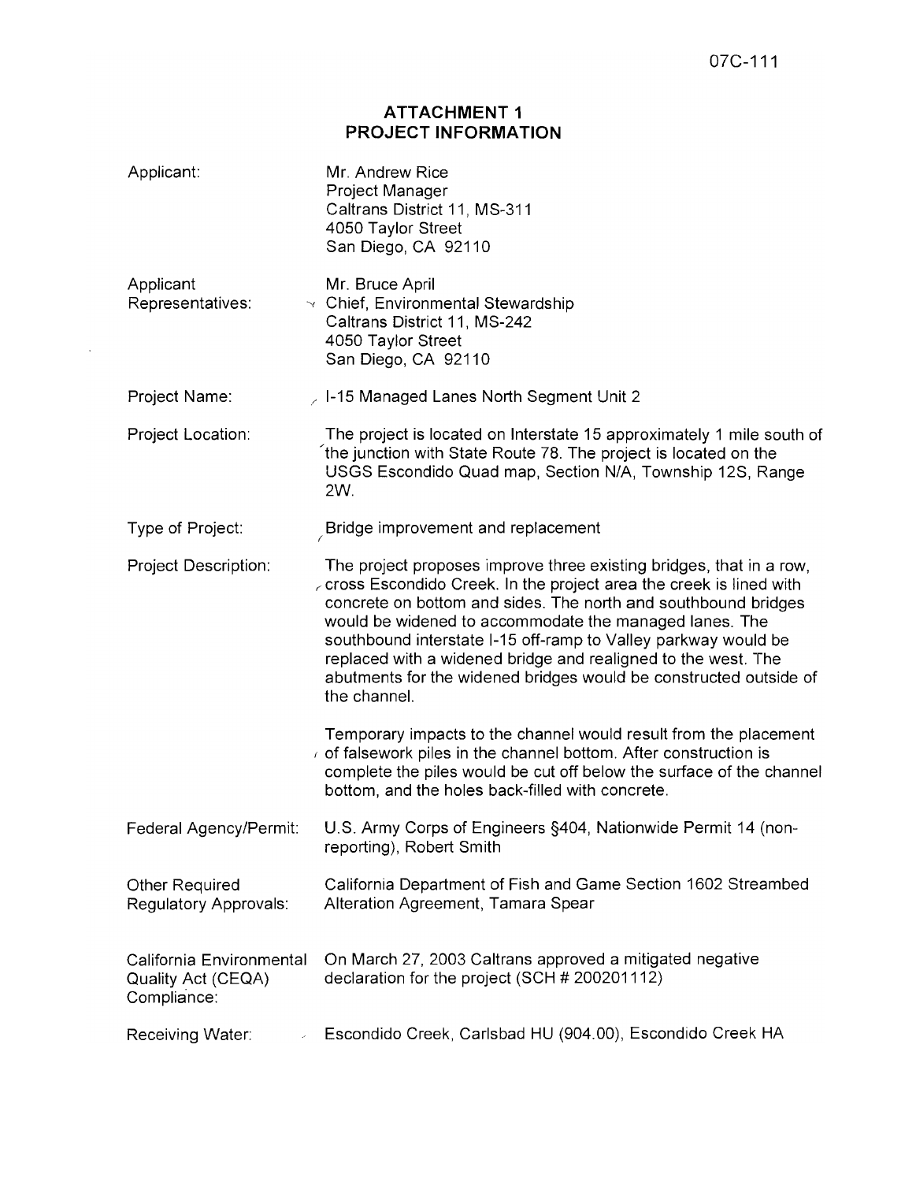07C-111

# ATTACHMENT 1
# PROJECT INFORMATION

| | |
|---|---|
| Applicant: | Mr. Andrew Rice<br>Project Manager<br>Caltrans District 11, MS-311<br>4050 Taylor Street<br>San Diego, CA 92110 |
| Applicant Representatives: | Mr. Bruce April<br>Chief, Environmental Stewardship<br>Caltrans District 11, MS-242<br>4050 Taylor Street<br>San Diego, CA 92110 |
| Project Name: | I-15 Managed Lanes North Segment Unit 2 |
| Project Location: | The project is located on Interstate 15 approximately 1 mile south of the junction with State Route 78. The project is located on the USGS Escondido Quad map, Section N/A, Township 12S, Range 2W. |
| Type of Project: | Bridge improvement and replacement |
| Project Description: | The project proposes improve three existing bridges, that in a row, cross Escondido Creek. In the project area the creek is lined with concrete on bottom and sides. The north and southbound bridges would be widened to accommodate the managed lanes. The southbound interstate I-15 off-ramp to Valley parkway would be replaced with a widened bridge and realigned to the west. The abutments for the widened bridges would be constructed outside of the channel.<br><br>Temporary impacts to the channel would result from the placement of falsework piles in the channel bottom. After construction is complete the piles would be cut off below the surface of the channel bottom, and the holes back-filled with concrete. |
| Federal Agency/Permit: | U.S. Army Corps of Engineers §404, Nationwide Permit 14 (non-reporting), Robert Smith |
| Other Required Regulatory Approvals: | California Department of Fish and Game Section 1602 Streambed Alteration Agreement, Tamara Spear |
| California Environmental Quality Act (CEQA) Compliance: | On March 27, 2003 Caltrans approved a mitigated negative declaration for the project (SCH # 200201112) |
| Receiving Water: | Escondido Creek, Carlsbad HU (904.00), Escondido Creek HA |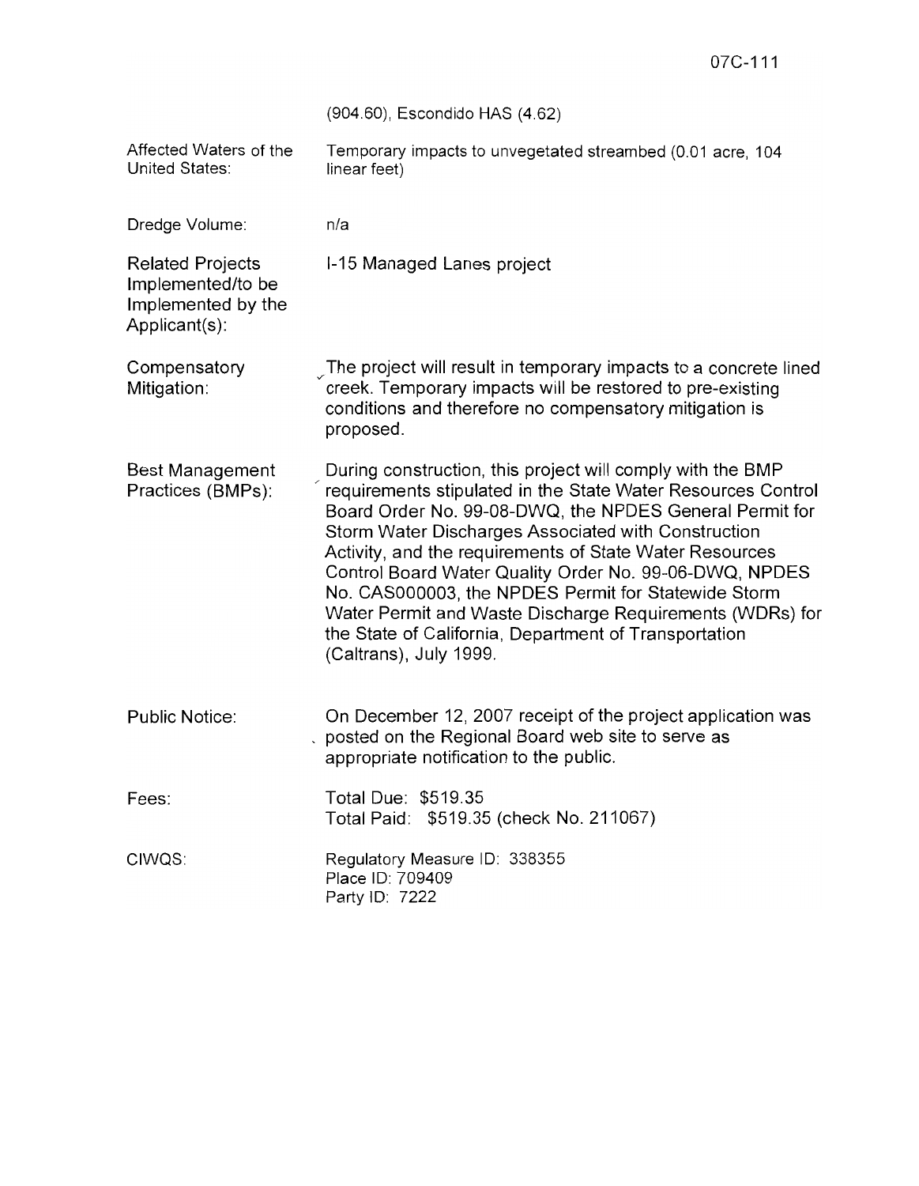| | |
|---|---|
| | (904.60), Escondido HAS (4.62) |
| Affected Waters of the United States: | Temporary impacts to unvegetated streambed (0.01 acre, 104 linear feet) |
| Dredge Volume: | n/a |
| Related Projects Implemented/to be Implemented by the Applicant(s): | I-15 Managed Lanes project |
| Compensatory Mitigation: | The project will result in temporary impacts to a concrete lined creek. Temporary impacts will be restored to pre-existing conditions and therefore no compensatory mitigation is proposed. |
| Best Management Practices (BMPs): | During construction, this project will comply with the BMP requirements stipulated in the State Water Resources Control Board Order No. 99-08-DWQ, the NPDES General Permit for Storm Water Discharges Associated with Construction Activity, and the requirements of State Water Resources Control Board Water Quality Order No. 99-06-DWQ, NPDES No. CAS000003, the NPDES Permit for Statewide Storm Water Permit and Waste Discharge Requirements (WDRs) for the State of California, Department of Transportation (Caltrans), July 1999. |
| Public Notice: | On December 12, 2007 receipt of the project application was posted on the Regional Board web site to serve as appropriate notification to the public. |
| Fees: | Total Due: $519.35<br>Total Paid: $519.35 (check No. 211067) |
| CIWQS: | Regulatory Measure ID: 338355<br>Place ID: 709409<br>Party ID: 7222 |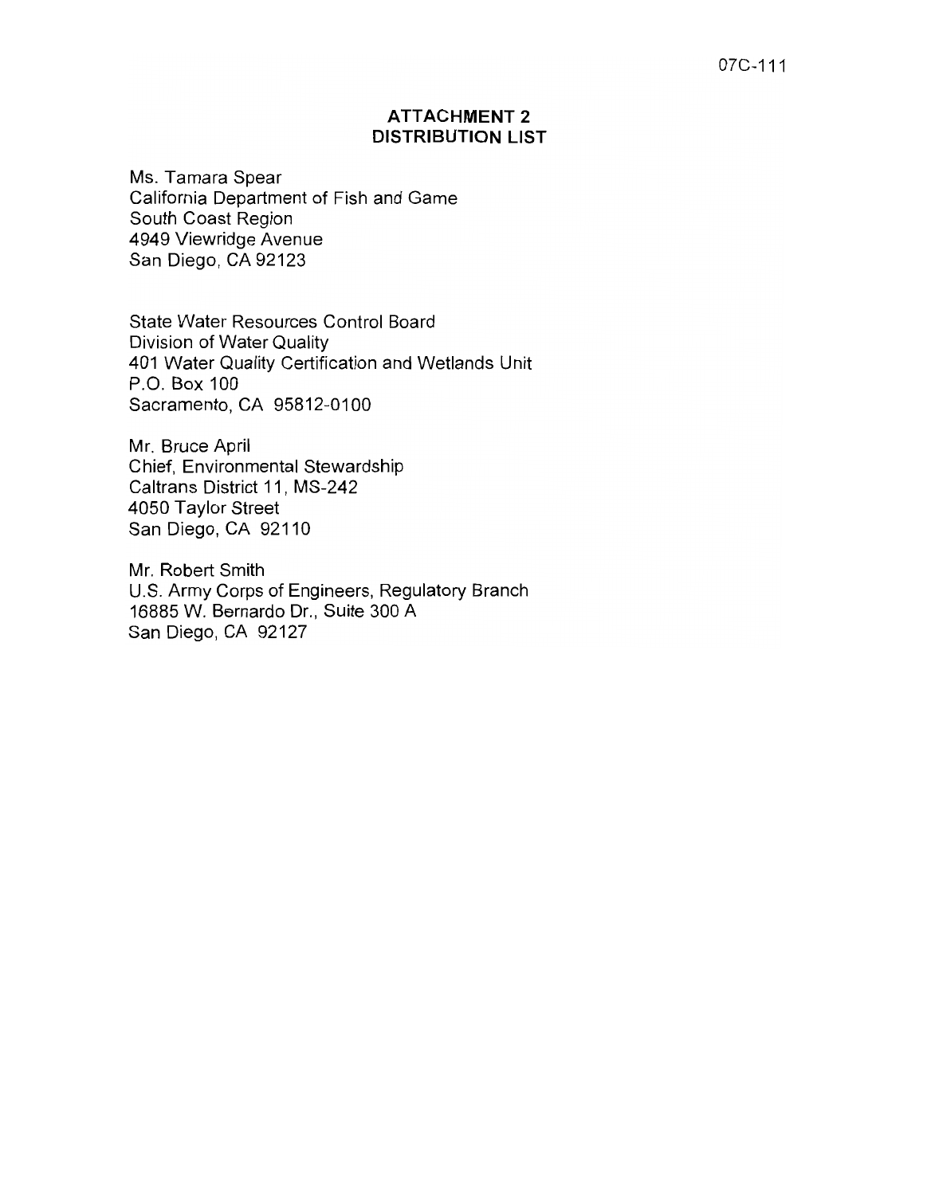07C-111

## ATTACHMENT 2
## DISTRIBUTION LIST

Ms. Tamara Spear
California Department of Fish and Game
South Coast Region
4949 Viewridge Avenue
San Diego, CA 92123

State Water Resources Control Board
Division of Water Quality
401 Water Quality Certification and Wetlands Unit
P.O. Box 100
Sacramento, CA 95812-0100

Mr. Bruce April
Chief, Environmental Stewardship
Caltrans District 11, MS-242
4050 Taylor Street
San Diego, CA 92110

Mr. Robert Smith
U.S. Army Corps of Engineers, Regulatory Branch
16885 W. Bernardo Dr., Suite 300 A
San Diego, CA 92127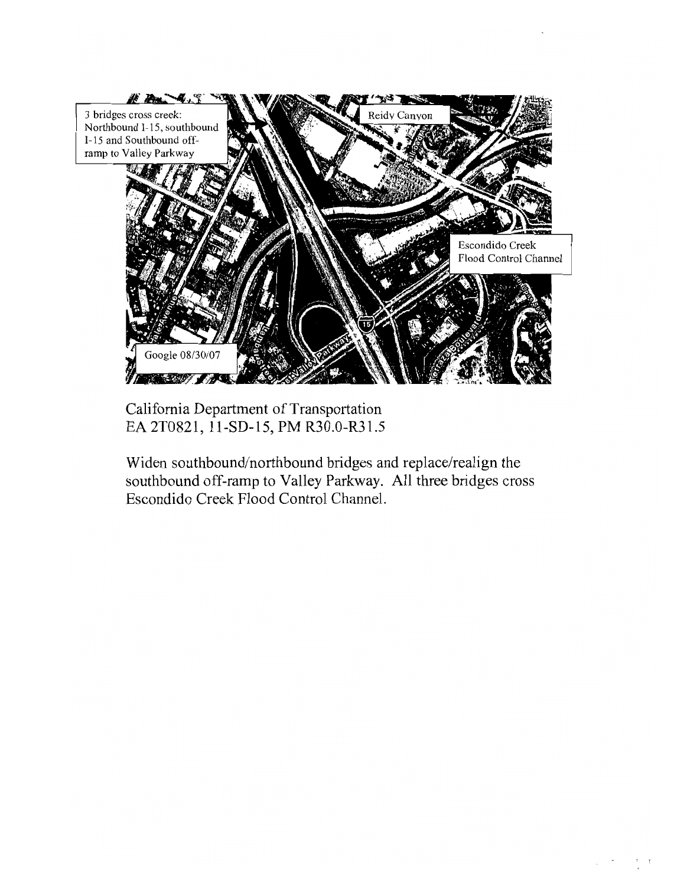3 bridges cross creek: Northbound I-15, southbound I-15 and Southbound off-ramp to Valley Parkway

Reidy Canyon

Escondido Creek Flood Control Channel

Google 08/30/07

California Department of Transportation
EA 2T0821, 11-SD-15, PM R30.0-R31.5

Widen southbound/northbound bridges and replace/realign the southbound off-ramp to Valley Parkway. All three bridges cross Escondido Creek Flood Control Channel.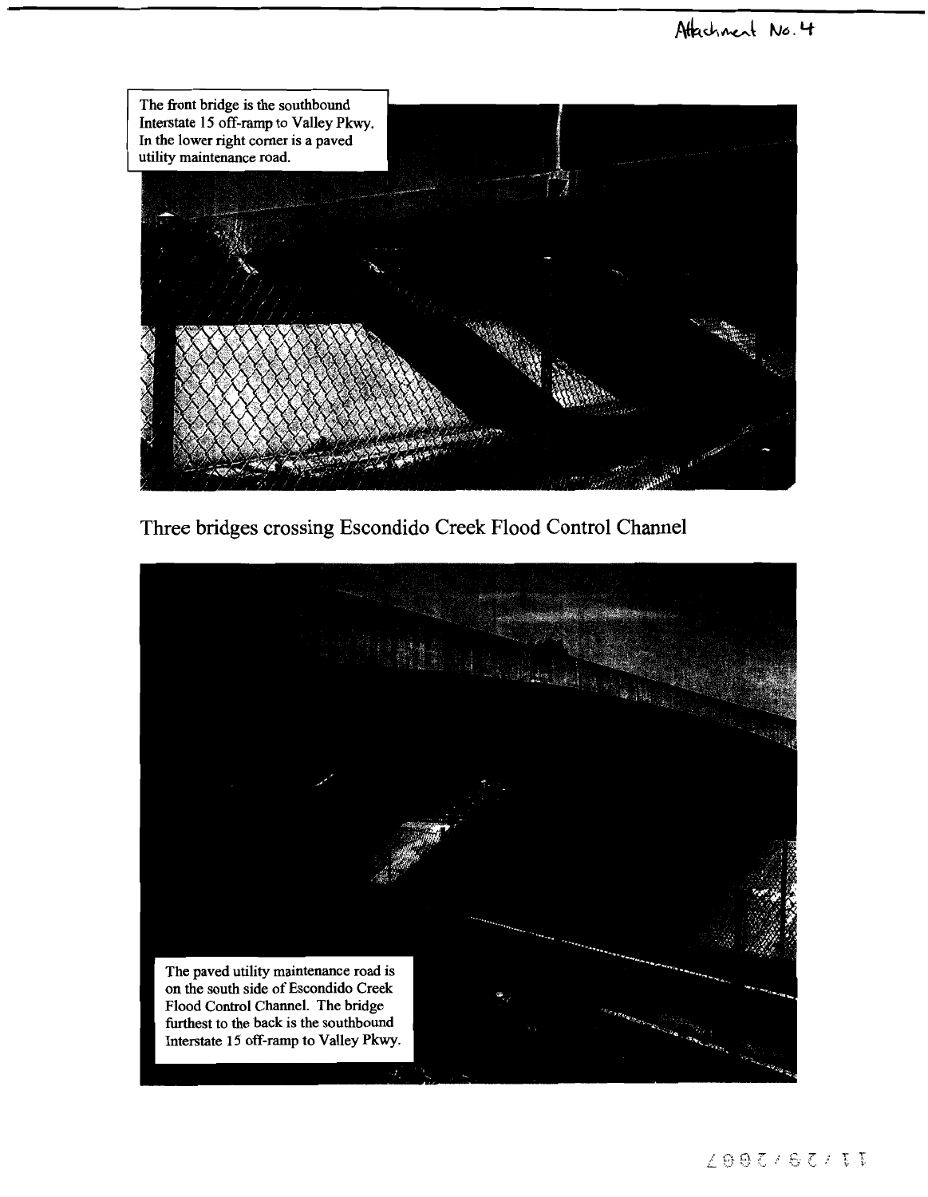Attachment No. 4

The front bridge is the southbound Interstate 15 off-ramp to Valley Pkwy. In the lower right corner is a paved utility maintenance road.

Three bridges crossing Escondido Creek Flood Control Channel

The paved utility maintenance road is on the south side of Escondido Creek Flood Control Channel. The bridge furthest to the back is the southbound Interstate 15 off-ramp to Valley Pkwy.